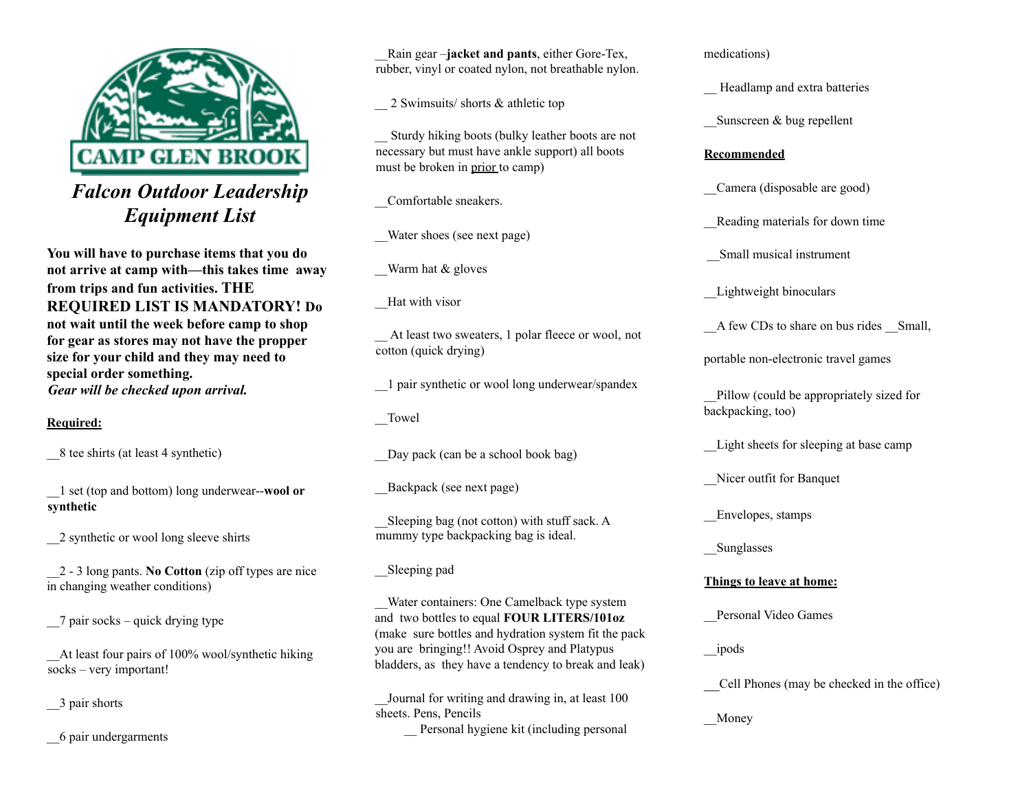CAMP GLEN BROOK

# *Falcon Outdoor Leadership Equipment List*

**You will have to purchase items that you do not arrive at camp with—this takes time away from trips and fun activities. THE REQUIRED LIST IS MANDATORY! Do not wait until the week before camp to shop for gear as stores may not have the propper size for your child and they may need to special order something.**
***Gear will be checked upon arrival.***

**Required:**

__8 tee shirts (at least 4 synthetic)

__1 set (top and bottom) long underwear--**wool or synthetic**

__2 synthetic or wool long sleeve shirts

__2 - 3 long pants. **No Cotton** (zip off types are nice in changing weather conditions)

__7 pair socks – quick drying type

__At least four pairs of 100% wool/synthetic hiking socks – very important!

__3 pair shorts

__6 pair undergarments

__Rain gear –**jacket and pants**, either Gore-Tex, rubber, vinyl or coated nylon, not breathable nylon.

__ 2 Swimsuits/ shorts & athletic top

__ Sturdy hiking boots (bulky leather boots are not necessary but must have ankle support) all boots must be broken in prior to camp)

__Comfortable sneakers.

__Water shoes (see next page)

__Warm hat & gloves

__Hat with visor

__ At least two sweaters, 1 polar fleece or wool, not cotton (quick drying)

__1 pair synthetic or wool long underwear/spandex

__Towel

__Day pack (can be a school book bag)

__Backpack (see next page)

__Sleeping bag (not cotton) with stuff sack. A mummy type backpacking bag is ideal.

__Sleeping pad

__Water containers: One Camelback type system and two bottles to equal **FOUR LITERS/101oz** (make sure bottles and hydration system fit the pack you are bringing!! Avoid Osprey and Platypus bladders, as they have a tendency to break and leak)

__Journal for writing and drawing in, at least 100 sheets. Pens, Pencils

__ Personal hygiene kit (including personal medications)

__ Headlamp and extra batteries

__Sunscreen & bug repellent

**Recommended**

__Camera (disposable are good)

__Reading materials for down time

__Small musical instrument

__Lightweight binoculars

__A few CDs to share on bus rides

__Small, portable non-electronic travel games

__Pillow (could be appropriately sized for backpacking, too)

__Light sheets for sleeping at base camp

__Nicer outfit for Banquet

__Envelopes, stamps

__Sunglasses

**Things to leave at home:**

__Personal Video Games

__ipods

__Cell Phones (may be checked in the office)

__Money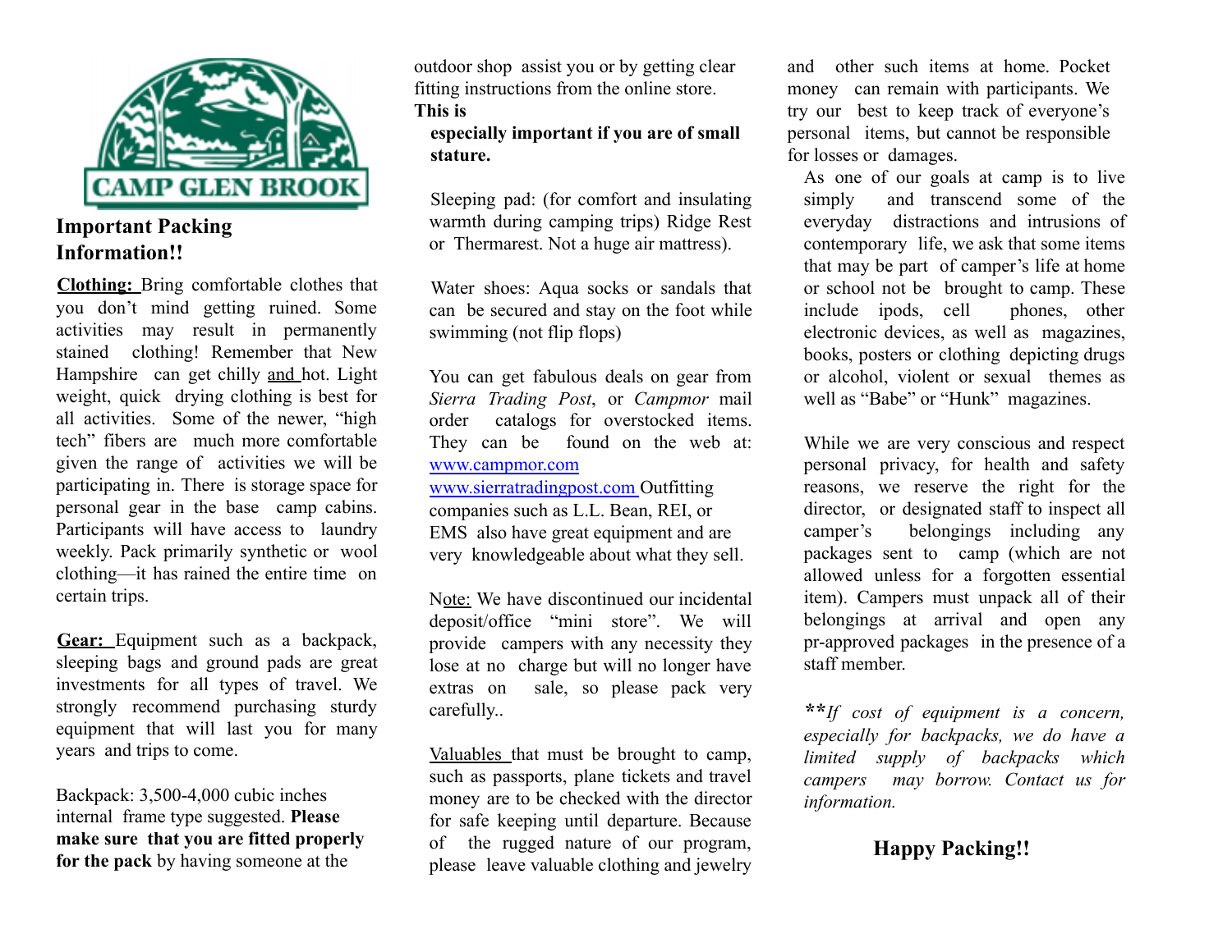CAMP GLEN BROOK

## Important Packing Information!!

**Clothing:** Bring comfortable clothes that you don't mind getting ruined. Some activities may result in permanently stained clothing! Remember that New Hampshire can get chilly and hot. Light weight, quick drying clothing is best for all activities. Some of the newer, "high tech" fibers are much more comfortable given the range of activities we will be participating in. There is storage space for personal gear in the base camp cabins. Participants will have access to laundry weekly. Pack primarily synthetic or wool clothing—it has rained the entire time on certain trips.

**Gear:** Equipment such as a backpack, sleeping bags and ground pads are great investments for all types of travel. We strongly recommend purchasing sturdy equipment that will last you for many years and trips to come.

Backpack: 3,500-4,000 cubic inches internal frame type suggested. **Please make sure that you are fitted properly for the pack** by having someone at the outdoor shop assist you or by getting clear fitting instructions from the online store. **This is especially important if you are of small stature.**

Sleeping pad: (for comfort and insulating warmth during camping trips) Ridge Rest or Thermarest. Not a huge air mattress).

Water shoes: Aqua socks or sandals that can be secured and stay on the foot while swimming (not flip flops)

You can get fabulous deals on gear from *Sierra Trading Post*, or *Campmor* mail order catalogs for overstocked items. They can be found on the web at: www.campmor.com www.sierratradingpost.com Outfitting companies such as L.L. Bean, REI, or EMS also have great equipment and are very knowledgeable about what they sell.

Note: We have discontinued our incidental deposit/office "mini store". We will provide campers with any necessity they lose at no charge but will no longer have extras on sale, so please pack very carefully..

Valuables that must be brought to camp, such as passports, plane tickets and travel money are to be checked with the director for safe keeping until departure. Because of the rugged nature of our program, please leave valuable clothing and jewelry and other such items at home. Pocket money can remain with participants. We try our best to keep track of everyone's personal items, but cannot be responsible for losses or damages.

As one of our goals at camp is to live simply and transcend some of the everyday distractions and intrusions of contemporary life, we ask that some items that may be part of camper's life at home or school not be brought to camp. These include ipods, cell phones, other electronic devices, as well as magazines, books, posters or clothing depicting drugs or alcohol, violent or sexual themes as well as "Babe" or "Hunk" magazines.

While we are very conscious and respect personal privacy, for health and safety reasons, we reserve the right for the director, or designated staff to inspect all camper's belongings including any packages sent to camp (which are not allowed unless for a forgotten essential item). Campers must unpack all of their belongings at arrival and open any pr-approved packages in the presence of a staff member.

***\*\*If cost of equipment is a concern, especially for backpacks, we do have a limited supply of backpacks which campers may borrow. Contact us for information.***

**Happy Packing!!**